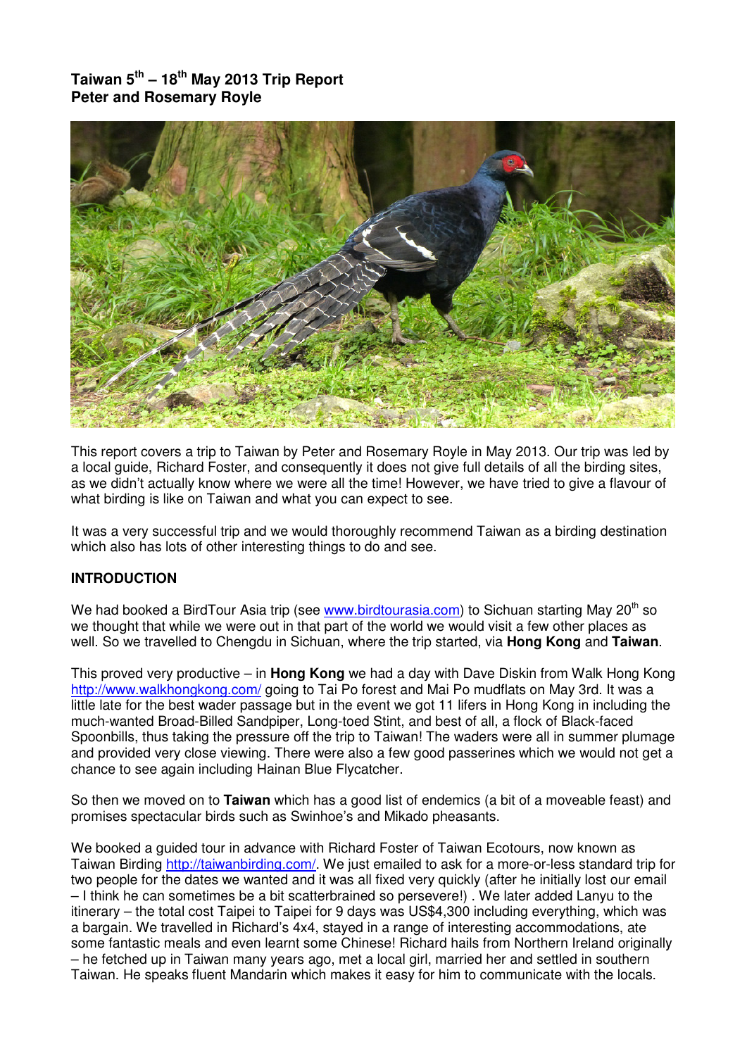# Taiwan 5th – 18th May 2013 Trip Report
## Peter and Rosemary Royle

This report covers a trip to Taiwan by Peter and Rosemary Royle in May 2013. Our trip was led by a local guide, Richard Foster, and consequently it does not give full details of all the birding sites, as we didn't actually know where we were all the time! However, we have tried to give a flavour of what birding is like on Taiwan and what you can expect to see.

It was a very successful trip and we would thoroughly recommend Taiwan as a birding destination which also has lots of other interesting things to do and see.

### INTRODUCTION

We had booked a BirdTour Asia trip (see www.birdtourasia.com) to Sichuan starting May 20th so we thought that while we were out in that part of the world we would visit a few other places as well. So we travelled to Chengdu in Sichuan, where the trip started, via **Hong Kong** and **Taiwan**.

This proved very productive – in **Hong Kong** we had a day with Dave Diskin from Walk Hong Kong http://www.walkhongkong.com/ going to Tai Po forest and Mai Po mudflats on May 3rd. It was a little late for the best wader passage but in the event we got 11 lifers in Hong Kong in including the much-wanted Broad-Billed Sandpiper, Long-toed Stint, and best of all, a flock of Black-faced Spoonbills, thus taking the pressure off the trip to Taiwan! The waders were all in summer plumage and provided very close viewing. There were also a few good passerines which we would not get a chance to see again including Hainan Blue Flycatcher.

So then we moved on to **Taiwan** which has a good list of endemics (a bit of a moveable feast) and promises spectacular birds such as Swinhoe's and Mikado pheasants.

We booked a guided tour in advance with Richard Foster of Taiwan Ecotours, now known as Taiwan Birding http://taiwanbirding.com/. We just emailed to ask for a more-or-less standard trip for two people for the dates we wanted and it was all fixed very quickly (after he initially lost our email – I think he can sometimes be a bit scatterbrained so persevere!) . We later added Lanyu to the itinerary – the total cost Taipei to Taipei for 9 days was US$4,300 including everything, which was a bargain. We travelled in Richard's 4x4, stayed in a range of interesting accommodations, ate some fantastic meals and even learnt some Chinese! Richard hails from Northern Ireland originally – he fetched up in Taiwan many years ago, met a local girl, married her and settled in southern Taiwan. He speaks fluent Mandarin which makes it easy for him to communicate with the locals.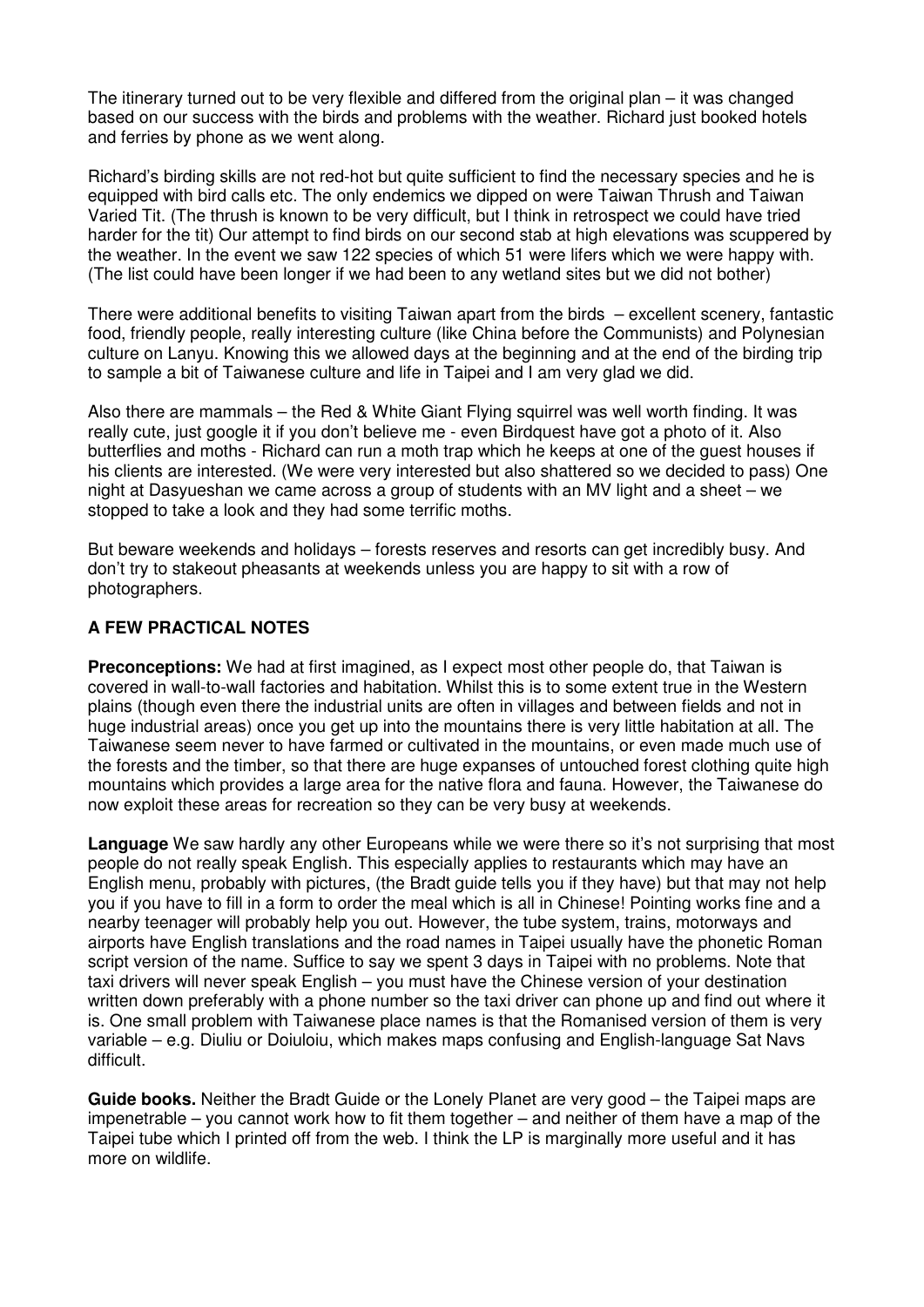The itinerary turned out to be very flexible and differed from the original plan – it was changed based on our success with the birds and problems with the weather. Richard just booked hotels and ferries by phone as we went along.

Richard's birding skills are not red-hot but quite sufficient to find the necessary species and he is equipped with bird calls etc. The only endemics we dipped on were Taiwan Thrush and Taiwan Varied Tit. (The thrush is known to be very difficult, but I think in retrospect we could have tried harder for the tit) Our attempt to find birds on our second stab at high elevations was scuppered by the weather. In the event we saw 122 species of which 51 were lifers which we were happy with. (The list could have been longer if we had been to any wetland sites but we did not bother)

There were additional benefits to visiting Taiwan apart from the birds – excellent scenery, fantastic food, friendly people, really interesting culture (like China before the Communists) and Polynesian culture on Lanyu. Knowing this we allowed days at the beginning and at the end of the birding trip to sample a bit of Taiwanese culture and life in Taipei and I am very glad we did.

Also there are mammals – the Red & White Giant Flying squirrel was well worth finding. It was really cute, just google it if you don't believe me - even Birdquest have got a photo of it. Also butterflies and moths - Richard can run a moth trap which he keeps at one of the guest houses if his clients are interested. (We were very interested but also shattered so we decided to pass) One night at Dasyueshan we came across a group of students with an MV light and a sheet – we stopped to take a look and they had some terrific moths.

But beware weekends and holidays – forests reserves and resorts can get incredibly busy. And don't try to stakeout pheasants at weekends unless you are happy to sit with a row of photographers.

## A FEW PRACTICAL NOTES

**Preconceptions:** We had at first imagined, as I expect most other people do, that Taiwan is covered in wall-to-wall factories and habitation. Whilst this is to some extent true in the Western plains (though even there the industrial units are often in villages and between fields and not in huge industrial areas) once you get up into the mountains there is very little habitation at all. The Taiwanese seem never to have farmed or cultivated in the mountains, or even made much use of the forests and the timber, so that there are huge expanses of untouched forest clothing quite high mountains which provides a large area for the native flora and fauna. However, the Taiwanese do now exploit these areas for recreation so they can be very busy at weekends.

**Language** We saw hardly any other Europeans while we were there so it's not surprising that most people do not really speak English. This especially applies to restaurants which may have an English menu, probably with pictures, (the Bradt guide tells you if they have) but that may not help you if you have to fill in a form to order the meal which is all in Chinese! Pointing works fine and a nearby teenager will probably help you out. However, the tube system, trains, motorways and airports have English translations and the road names in Taipei usually have the phonetic Roman script version of the name. Suffice to say we spent 3 days in Taipei with no problems. Note that taxi drivers will never speak English – you must have the Chinese version of your destination written down preferably with a phone number so the taxi driver can phone up and find out where it is. One small problem with Taiwanese place names is that the Romanised version of them is very variable – e.g. Diuliu or Doiuloiu, which makes maps confusing and English-language Sat Navs difficult.

**Guide books.** Neither the Bradt Guide or the Lonely Planet are very good – the Taipei maps are impenetrable – you cannot work how to fit them together – and neither of them have a map of the Taipei tube which I printed off from the web. I think the LP is marginally more useful and it has more on wildlife.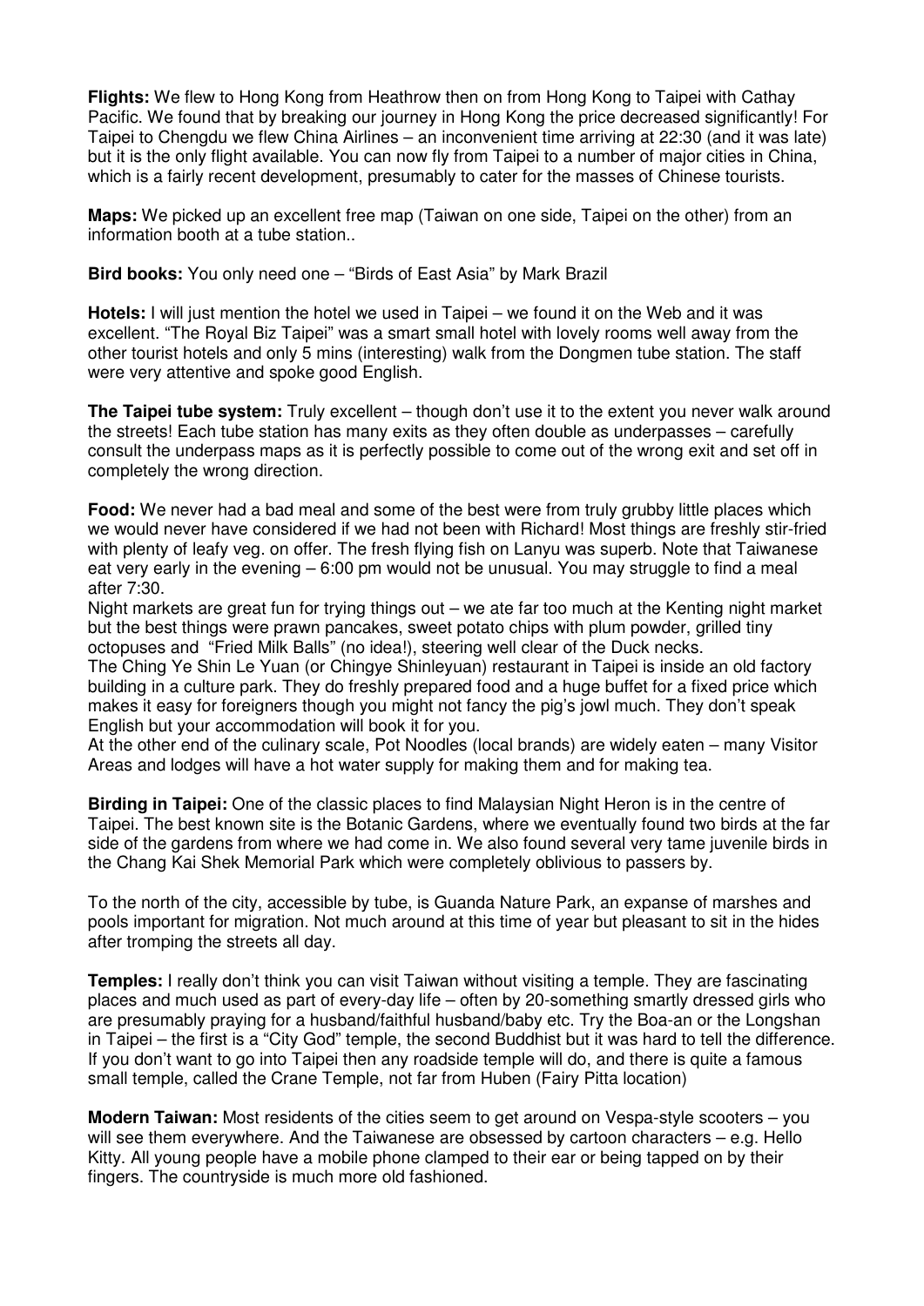**Flights:** We flew to Hong Kong from Heathrow then on from Hong Kong to Taipei with Cathay Pacific. We found that by breaking our journey in Hong Kong the price decreased significantly! For Taipei to Chengdu we flew China Airlines – an inconvenient time arriving at 22:30 (and it was late) but it is the only flight available. You can now fly from Taipei to a number of major cities in China, which is a fairly recent development, presumably to cater for the masses of Chinese tourists.

**Maps:** We picked up an excellent free map (Taiwan on one side, Taipei on the other) from an information booth at a tube station..

**Bird books:** You only need one – "Birds of East Asia" by Mark Brazil

**Hotels:** I will just mention the hotel we used in Taipei – we found it on the Web and it was excellent. "The Royal Biz Taipei" was a smart small hotel with lovely rooms well away from the other tourist hotels and only 5 mins (interesting) walk from the Dongmen tube station. The staff were very attentive and spoke good English.

**The Taipei tube system:** Truly excellent – though don't use it to the extent you never walk around the streets! Each tube station has many exits as they often double as underpasses – carefully consult the underpass maps as it is perfectly possible to come out of the wrong exit and set off in completely the wrong direction.

**Food:** We never had a bad meal and some of the best were from truly grubby little places which we would never have considered if we had not been with Richard! Most things are freshly stir-fried with plenty of leafy veg. on offer. The fresh flying fish on Lanyu was superb. Note that Taiwanese eat very early in the evening – 6:00 pm would not be unusual. You may struggle to find a meal after 7:30.

Night markets are great fun for trying things out – we ate far too much at the Kenting night market but the best things were prawn pancakes, sweet potato chips with plum powder, grilled tiny octopuses and "Fried Milk Balls" (no idea!), steering well clear of the Duck necks.

The Ching Ye Shin Le Yuan (or Chingye Shinleyuan) restaurant in Taipei is inside an old factory building in a culture park. They do freshly prepared food and a huge buffet for a fixed price which makes it easy for foreigners though you might not fancy the pig's jowl much. They don't speak English but your accommodation will book it for you.

At the other end of the culinary scale, Pot Noodles (local brands) are widely eaten – many Visitor Areas and lodges will have a hot water supply for making them and for making tea.

**Birding in Taipei:** One of the classic places to find Malaysian Night Heron is in the centre of Taipei. The best known site is the Botanic Gardens, where we eventually found two birds at the far side of the gardens from where we had come in. We also found several very tame juvenile birds in the Chang Kai Shek Memorial Park which were completely oblivious to passers by.

To the north of the city, accessible by tube, is Guanda Nature Park, an expanse of marshes and pools important for migration. Not much around at this time of year but pleasant to sit in the hides after tromping the streets all day.

**Temples:** I really don't think you can visit Taiwan without visiting a temple. They are fascinating places and much used as part of every-day life – often by 20-something smartly dressed girls who are presumably praying for a husband/faithful husband/baby etc. Try the Boa-an or the Longshan in Taipei – the first is a "City God" temple, the second Buddhist but it was hard to tell the difference. If you don't want to go into Taipei then any roadside temple will do, and there is quite a famous small temple, called the Crane Temple, not far from Huben (Fairy Pitta location)

**Modern Taiwan:** Most residents of the cities seem to get around on Vespa-style scooters – you will see them everywhere. And the Taiwanese are obsessed by cartoon characters – e.g. Hello Kitty. All young people have a mobile phone clamped to their ear or being tapped on by their fingers. The countryside is much more old fashioned.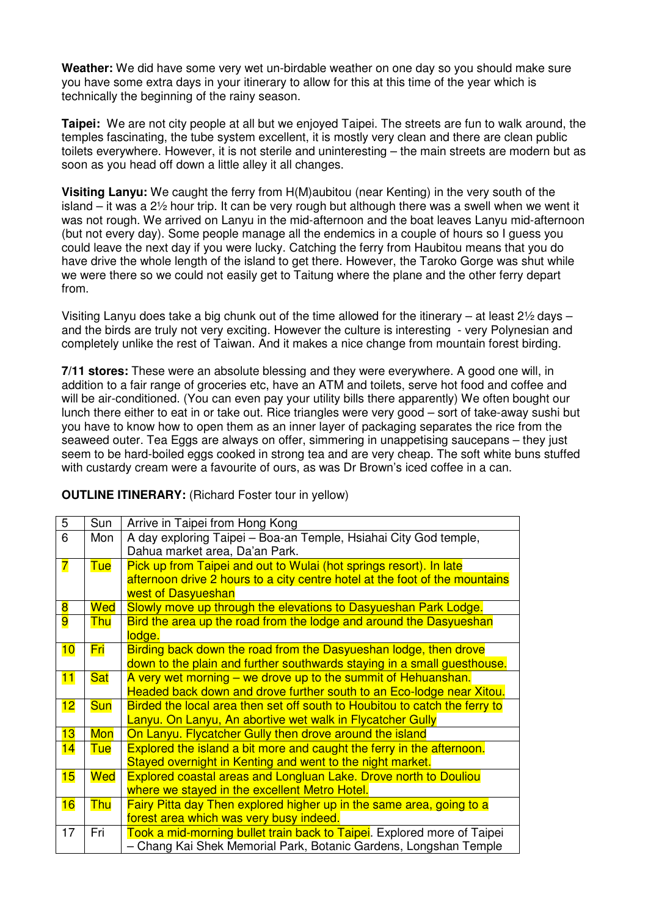**Weather:** We did have some very wet un-birdable weather on one day so you should make sure you have some extra days in your itinerary to allow for this at this time of the year which is technically the beginning of the rainy season.

**Taipei:** We are not city people at all but we enjoyed Taipei. The streets are fun to walk around, the temples fascinating, the tube system excellent, it is mostly very clean and there are clean public toilets everywhere. However, it is not sterile and uninteresting – the main streets are modern but as soon as you head off down a little alley it all changes.

**Visiting Lanyu:** We caught the ferry from H(M)aubitou (near Kenting) in the very south of the island – it was a 2½ hour trip. It can be very rough but although there was a swell when we went it was not rough. We arrived on Lanyu in the mid-afternoon and the boat leaves Lanyu mid-afternoon (but not every day). Some people manage all the endemics in a couple of hours so I guess you could leave the next day if you were lucky. Catching the ferry from Haubitou means that you do have drive the whole length of the island to get there. However, the Taroko Gorge was shut while we were there so we could not easily get to Taitung where the plane and the other ferry depart from.

Visiting Lanyu does take a big chunk out of the time allowed for the itinerary – at least 2½ days – and the birds are truly not very exciting. However the culture is interesting - very Polynesian and completely unlike the rest of Taiwan. And it makes a nice change from mountain forest birding.

**7/11 stores:** These were an absolute blessing and they were everywhere. A good one will, in addition to a fair range of groceries etc, have an ATM and toilets, serve hot food and coffee and will be air-conditioned. (You can even pay your utility bills there apparently) We often bought our lunch there either to eat in or take out. Rice triangles were very good – sort of take-away sushi but you have to know how to open them as an inner layer of packaging separates the rice from the seaweed outer. Tea Eggs are always on offer, simmering in unappetising saucepans – they just seem to be hard-boiled eggs cooked in strong tea and are very cheap. The soft white buns stuffed with custardy cream were a favourite of ours, as was Dr Brown's iced coffee in a can.

**OUTLINE ITINERARY:** (Richard Foster tour in yellow)

| 5 | Sun | Arrive in Taipei from Hong Kong |
|---|---|---|
| 6 | Mon | A day exploring Taipei – Boa-an Temple, Hsiahai City God temple, Dahua market area, Da'an Park. |
| 7 | Tue | Pick up from Taipei and out to Wulai (hot springs resort). In late afternoon drive 2 hours to a city centre hotel at the foot of the mountains west of Dasyueshan |
| 8 | Wed | Slowly move up through the elevations to Dasyueshan Park Lodge. |
| 9 | Thu | Bird the area up the road from the lodge and around the Dasyueshan lodge. |
| 10 | Fri | Birding back down the road from the Dasyueshan lodge, then drove down to the plain and further southwards staying in a small guesthouse. |
| 11 | Sat | A very wet morning – we drove up to the summit of Hehuanshan. Headed back down and drove further south to an Eco-lodge near Xitou. |
| 12 | Sun | Birded the local area then set off south to Houbitou to catch the ferry to Lanyu. On Lanyu, An abortive wet walk in Flycatcher Gully |
| 13 | Mon | On Lanyu. Flycatcher Gully then drove around the island |
| 14 | Tue | Explored the island a bit more and caught the ferry in the afternoon. Stayed overnight in Kenting and went to the night market. |
| 15 | Wed | Explored coastal areas and Longluan Lake. Drove north to Douliou where we stayed in the excellent Metro Hotel. |
| 16 | Thu | Fairy Pitta day Then explored higher up in the same area, going to a forest area which was very busy indeed. |
| 17 | Fri | Took a mid-morning bullet train back to Taipei. Explored more of Taipei – Chang Kai Shek Memorial Park, Botanic Gardens, Longshan Temple |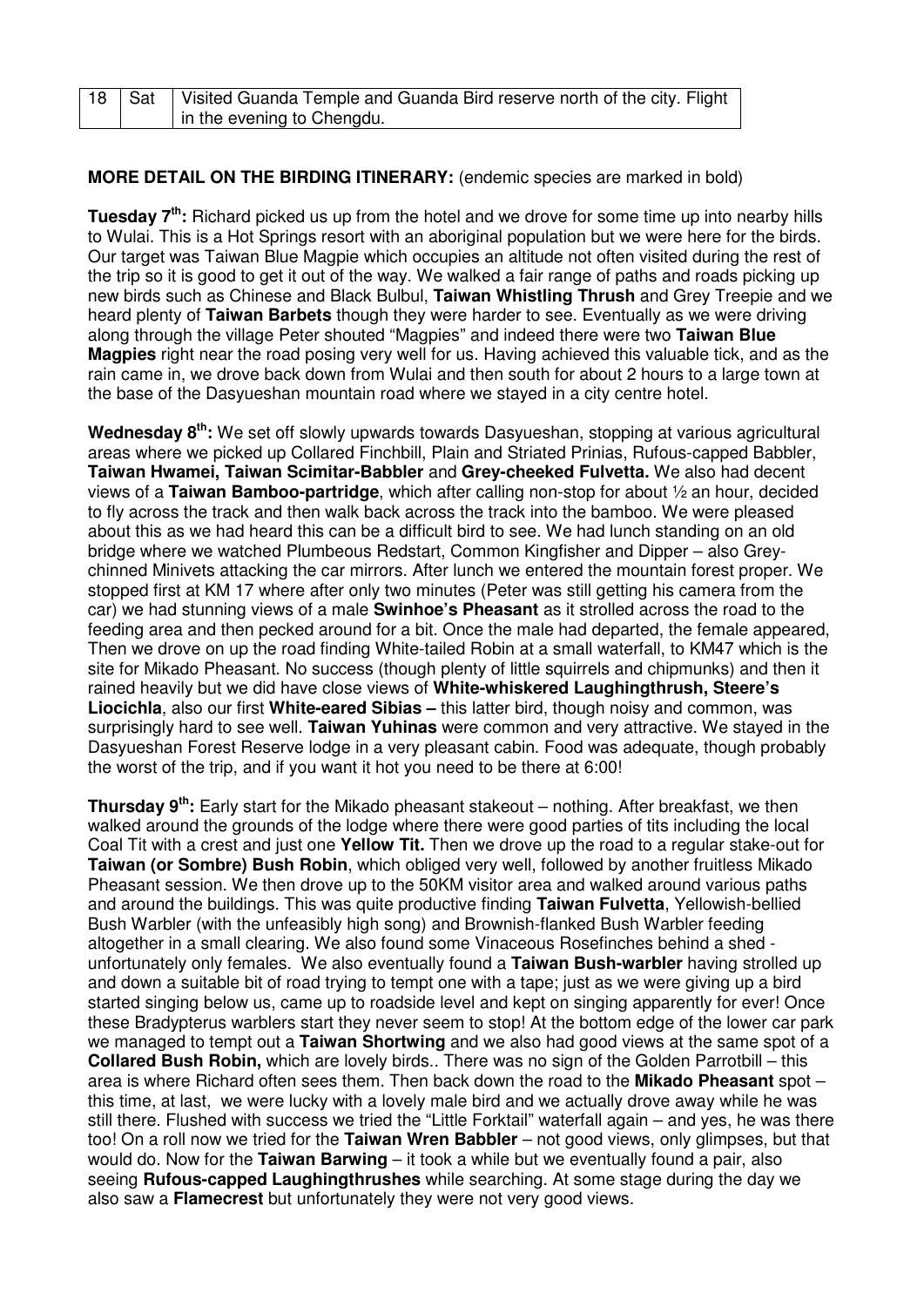| 18 | Sat | Visited Guanda Temple and Guanda Bird reserve north of the city. Flight in the evening to Chengdu. |
|---|---|---|

**MORE DETAIL ON THE BIRDING ITINERARY:** (endemic species are marked in bold)

**Tuesday 7th:** Richard picked us up from the hotel and we drove for some time up into nearby hills to Wulai. This is a Hot Springs resort with an aboriginal population but we were here for the birds. Our target was Taiwan Blue Magpie which occupies an altitude not often visited during the rest of the trip so it is good to get it out of the way. We walked a fair range of paths and roads picking up new birds such as Chinese and Black Bulbul, **Taiwan Whistling Thrush** and Grey Treepie and we heard plenty of **Taiwan Barbets** though they were harder to see. Eventually as we were driving along through the village Peter shouted "Magpies" and indeed there were two **Taiwan Blue Magpies** right near the road posing very well for us. Having achieved this valuable tick, and as the rain came in, we drove back down from Wulai and then south for about 2 hours to a large town at the base of the Dasyueshan mountain road where we stayed in a city centre hotel.

**Wednesday 8th:** We set off slowly upwards towards Dasyueshan, stopping at various agricultural areas where we picked up Collared Finchbill, Plain and Striated Prinias, Rufous-capped Babbler, **Taiwan Hwamei, Taiwan Scimitar-Babbler** and **Grey-cheeked Fulvetta.** We also had decent views of a **Taiwan Bamboo-partridge**, which after calling non-stop for about ½ an hour, decided to fly across the track and then walk back across the track into the bamboo. We were pleased about this as we had heard this can be a difficult bird to see. We had lunch standing on an old bridge where we watched Plumbeous Redstart, Common Kingfisher and Dipper – also Grey-chinned Minivets attacking the car mirrors. After lunch we entered the mountain forest proper. We stopped first at KM 17 where after only two minutes (Peter was still getting his camera from the car) we had stunning views of a male **Swinhoe's Pheasant** as it strolled across the road to the feeding area and then pecked around for a bit. Once the male had departed, the female appeared, Then we drove on up the road finding White-tailed Robin at a small waterfall, to KM47 which is the site for Mikado Pheasant. No success (though plenty of little squirrels and chipmunks) and then it rained heavily but we did have close views of **White-whiskered Laughingthrush, Steere's Liocichla**, also our first **White-eared Sibias –** this latter bird, though noisy and common, was surprisingly hard to see well. **Taiwan Yuhinas** were common and very attractive. We stayed in the Dasyueshan Forest Reserve lodge in a very pleasant cabin. Food was adequate, though probably the worst of the trip, and if you want it hot you need to be there at 6:00!

**Thursday 9th:** Early start for the Mikado pheasant stakeout – nothing. After breakfast, we then walked around the grounds of the lodge where there were good parties of tits including the local Coal Tit with a crest and just one **Yellow Tit.** Then we drove up the road to a regular stake-out for **Taiwan (or Sombre) Bush Robin**, which obliged very well, followed by another fruitless Mikado Pheasant session. We then drove up to the 50KM visitor area and walked around various paths and around the buildings. This was quite productive finding **Taiwan Fulvetta**, Yellowish-bellied Bush Warbler (with the unfeasibly high song) and Brownish-flanked Bush Warbler feeding altogether in a small clearing. We also found some Vinaceous Rosefinches behind a shed - unfortunately only females. We also eventually found a **Taiwan Bush-warbler** having strolled up and down a suitable bit of road trying to tempt one with a tape; just as we were giving up a bird started singing below us, came up to roadside level and kept on singing apparently for ever! Once these Bradypterus warblers start they never seem to stop! At the bottom edge of the lower car park we managed to tempt out a **Taiwan Shortwing** and we also had good views at the same spot of a **Collared Bush Robin,** which are lovely birds.. There was no sign of the Golden Parrotbill – this area is where Richard often sees them. Then back down the road to the **Mikado Pheasant** spot – this time, at last, we were lucky with a lovely male bird and we actually drove away while he was still there. Flushed with success we tried the "Little Forktail" waterfall again – and yes, he was there too! On a roll now we tried for the **Taiwan Wren Babbler** – not good views, only glimpses, but that would do. Now for the **Taiwan Barwing** – it took a while but we eventually found a pair, also seeing **Rufous-capped Laughingthrushes** while searching. At some stage during the day we also saw a **Flamecrest** but unfortunately they were not very good views.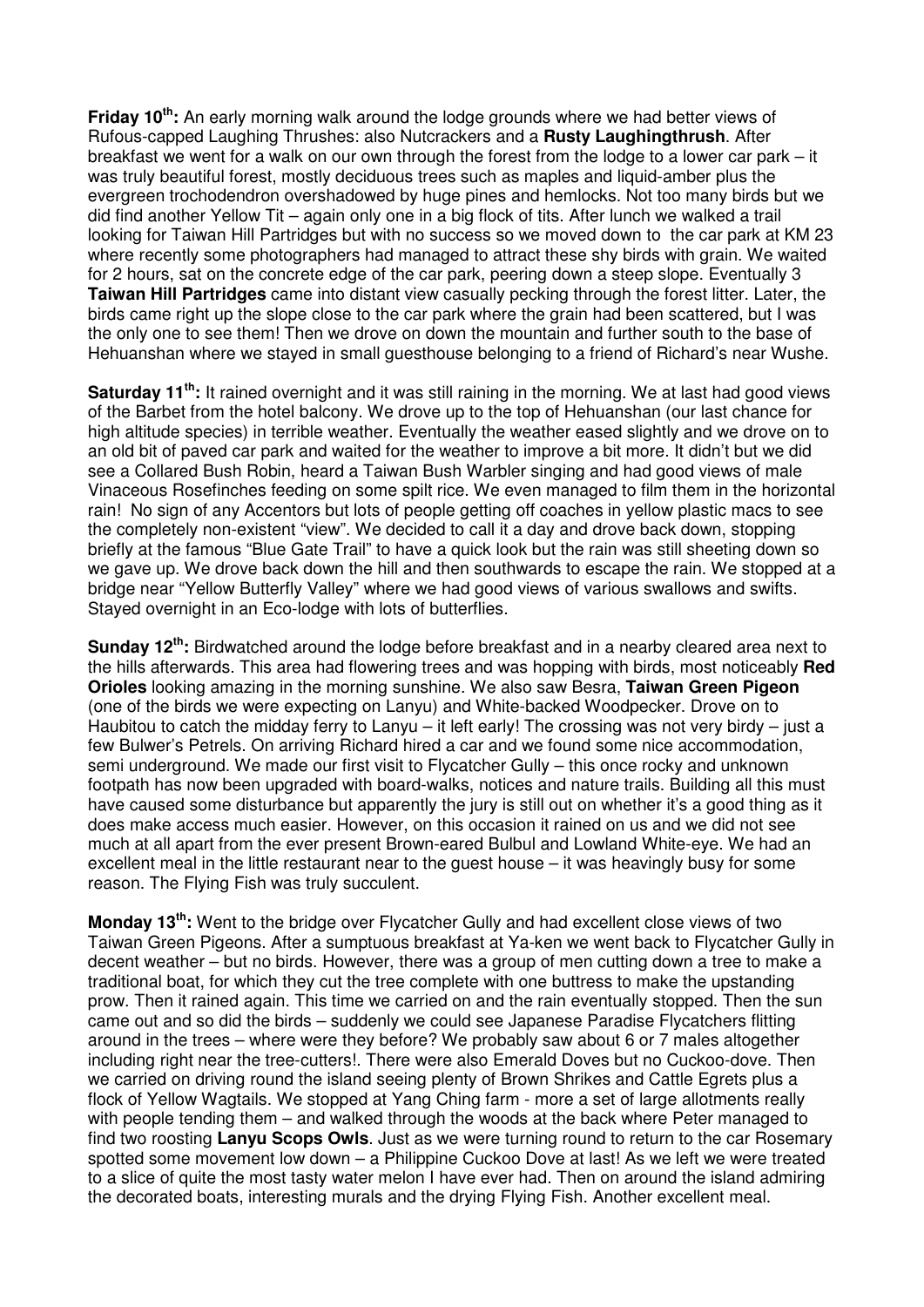**Friday 10th:** An early morning walk around the lodge grounds where we had better views of Rufous-capped Laughing Thrushes: also Nutcrackers and a **Rusty Laughingthrush**. After breakfast we went for a walk on our own through the forest from the lodge to a lower car park – it was truly beautiful forest, mostly deciduous trees such as maples and liquid-amber plus the evergreen trochodendron overshadowed by huge pines and hemlocks. Not too many birds but we did find another Yellow Tit – again only one in a big flock of tits. After lunch we walked a trail looking for Taiwan Hill Partridges but with no success so we moved down to the car park at KM 23 where recently some photographers had managed to attract these shy birds with grain. We waited for 2 hours, sat on the concrete edge of the car park, peering down a steep slope. Eventually 3 **Taiwan Hill Partridges** came into distant view casually pecking through the forest litter. Later, the birds came right up the slope close to the car park where the grain had been scattered, but I was the only one to see them! Then we drove on down the mountain and further south to the base of Hehuanshan where we stayed in small guesthouse belonging to a friend of Richard's near Wushe.

**Saturday 11th:** It rained overnight and it was still raining in the morning. We at last had good views of the Barbet from the hotel balcony. We drove up to the top of Hehuanshan (our last chance for high altitude species) in terrible weather. Eventually the weather eased slightly and we drove on to an old bit of paved car park and waited for the weather to improve a bit more. It didn't but we did see a Collared Bush Robin, heard a Taiwan Bush Warbler singing and had good views of male Vinaceous Rosefinches feeding on some spilt rice. We even managed to film them in the horizontal rain! No sign of any Accentors but lots of people getting off coaches in yellow plastic macs to see the completely non-existent "view". We decided to call it a day and drove back down, stopping briefly at the famous "Blue Gate Trail" to have a quick look but the rain was still sheeting down so we gave up. We drove back down the hill and then southwards to escape the rain. We stopped at a bridge near "Yellow Butterfly Valley" where we had good views of various swallows and swifts. Stayed overnight in an Eco-lodge with lots of butterflies.

**Sunday 12th:** Birdwatched around the lodge before breakfast and in a nearby cleared area next to the hills afterwards. This area had flowering trees and was hopping with birds, most noticeably **Red Orioles** looking amazing in the morning sunshine. We also saw Besra, **Taiwan Green Pigeon** (one of the birds we were expecting on Lanyu) and White-backed Woodpecker. Drove on to Haubitou to catch the midday ferry to Lanyu – it left early! The crossing was not very birdy – just a few Bulwer's Petrels. On arriving Richard hired a car and we found some nice accommodation, semi underground. We made our first visit to Flycatcher Gully – this once rocky and unknown footpath has now been upgraded with board-walks, notices and nature trails. Building all this must have caused some disturbance but apparently the jury is still out on whether it's a good thing as it does make access much easier. However, on this occasion it rained on us and we did not see much at all apart from the ever present Brown-eared Bulbul and Lowland White-eye. We had an excellent meal in the little restaurant near to the guest house – it was heavingly busy for some reason. The Flying Fish was truly succulent.

**Monday 13th:** Went to the bridge over Flycatcher Gully and had excellent close views of two Taiwan Green Pigeons. After a sumptuous breakfast at Ya-ken we went back to Flycatcher Gully in decent weather – but no birds. However, there was a group of men cutting down a tree to make a traditional boat, for which they cut the tree complete with one buttress to make the upstanding prow. Then it rained again. This time we carried on and the rain eventually stopped. Then the sun came out and so did the birds – suddenly we could see Japanese Paradise Flycatchers flitting around in the trees – where were they before? We probably saw about 6 or 7 males altogether including right near the tree-cutters!. There were also Emerald Doves but no Cuckoo-dove. Then we carried on driving round the island seeing plenty of Brown Shrikes and Cattle Egrets plus a flock of Yellow Wagtails. We stopped at Yang Ching farm - more a set of large allotments really with people tending them – and walked through the woods at the back where Peter managed to find two roosting **Lanyu Scops Owls**. Just as we were turning round to return to the car Rosemary spotted some movement low down – a Philippine Cuckoo Dove at last! As we left we were treated to a slice of quite the most tasty water melon I have ever had. Then on around the island admiring the decorated boats, interesting murals and the drying Flying Fish. Another excellent meal.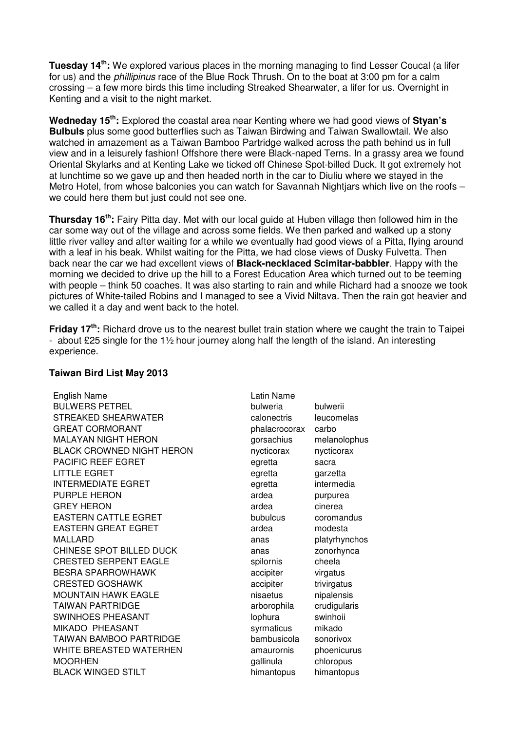**Tuesday 14th:** We explored various places in the morning managing to find Lesser Coucal (a lifer for us) and the *phillipinus* race of the Blue Rock Thrush. On to the boat at 3:00 pm for a calm crossing – a few more birds this time including Streaked Shearwater, a lifer for us. Overnight in Kenting and a visit to the night market.

**Wedneday 15th:** Explored the coastal area near Kenting where we had good views of **Styan's Bulbuls** plus some good butterflies such as Taiwan Birdwing and Taiwan Swallowtail. We also watched in amazement as a Taiwan Bamboo Partridge walked across the path behind us in full view and in a leisurely fashion! Offshore there were Black-naped Terns. In a grassy area we found Oriental Skylarks and at Kenting Lake we ticked off Chinese Spot-billed Duck. It got extremely hot at lunchtime so we gave up and then headed north in the car to Diuliu where we stayed in the Metro Hotel, from whose balconies you can watch for Savannah Nightjars which live on the roofs – we could here them but just could not see one.

**Thursday 16th:** Fairy Pitta day. Met with our local guide at Huben village then followed him in the car some way out of the village and across some fields. We then parked and walked up a stony little river valley and after waiting for a while we eventually had good views of a Pitta, flying around with a leaf in his beak. Whilst waiting for the Pitta, we had close views of Dusky Fulvetta. Then back near the car we had excellent views of **Black-necklaced Scimitar-babbler**. Happy with the morning we decided to drive up the hill to a Forest Education Area which turned out to be teeming with people – think 50 coaches. It was also starting to rain and while Richard had a snooze we took pictures of White-tailed Robins and I managed to see a Vivid Niltava. Then the rain got heavier and we called it a day and went back to the hotel.

**Friday 17th:** Richard drove us to the nearest bullet train station where we caught the train to Taipei - about £25 single for the 1½ hour journey along half the length of the island. An interesting experience.

### Taiwan Bird List May 2013

| English Name | Latin Name | |
|---|---|---|
| BULWERS PETREL | bulweria | bulwerii |
| STREAKED SHEARWATER | calonectris | leucomelas |
| GREAT CORMORANT | phalacrocorax | carbo |
| MALAYAN NIGHT HERON | gorsachius | melanolophus |
| BLACK CROWNED NIGHT HERON | nycticorax | nycticorax |
| PACIFIC REEF EGRET | egretta | sacra |
| LITTLE EGRET | egretta | garzetta |
| INTERMEDIATE EGRET | egretta | intermedia |
| PURPLE HERON | ardea | purpurea |
| GREY HERON | ardea | cinerea |
| EASTERN CATTLE EGRET | bubulcus | coromandus |
| EASTERN GREAT EGRET | ardea | modesta |
| MALLARD | anas | platyrhynchos |
| CHINESE SPOT BILLED DUCK | anas | zonorhynca |
| CRESTED SERPENT EAGLE | spilornis | cheela |
| BESRA SPARROWHAWK | accipiter | virgatus |
| CRESTED GOSHAWK | accipiter | trivirgatus |
| MOUNTAIN HAWK EAGLE | nisaetus | nipalensis |
| TAIWAN PARTRIDGE | arborophila | crudigularis |
| SWINHOES PHEASANT | lophura | swinhoii |
| MIKADO PHEASANT | syrmaticus | mikado |
| TAIWAN BAMBOO PARTRIDGE | bambusicola | sonorivox |
| WHITE BREASTED WATERHEN | amaurornis | phoenicurus |
| MOORHEN | gallinula | chloropus |
| BLACK WINGED STILT | himantopus | himantopus |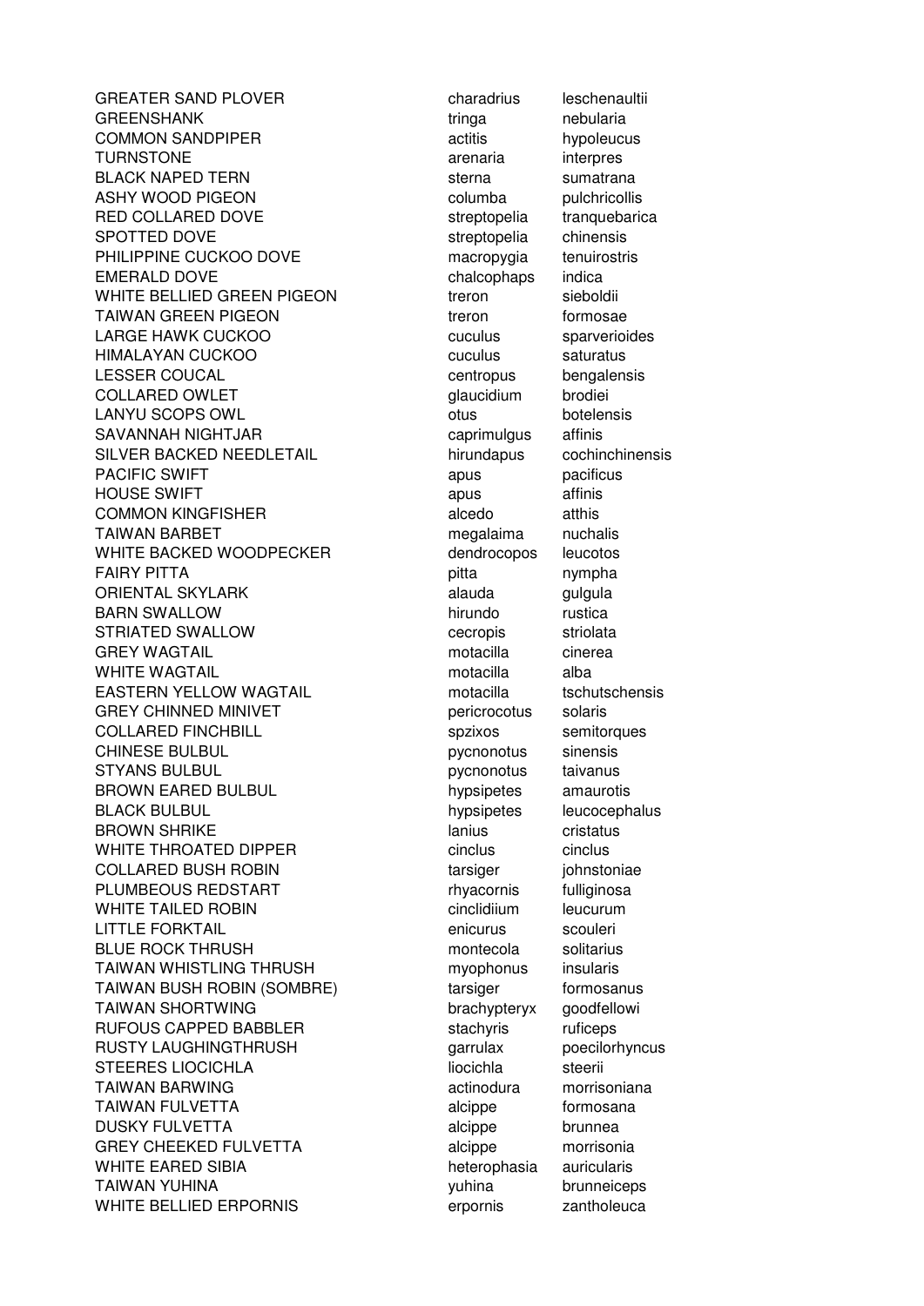| | | |
|---|---|---|
| GREATER SAND PLOVER | charadrius | leschenaultii |
| GREENSHANK | tringa | nebularia |
| COMMON SANDPIPER | actitis | hypoleucus |
| TURNSTONE | arenaria | interpres |
| BLACK NAPED TERN | sterna | sumatrana |
| ASHY WOOD PIGEON | columba | pulchricollis |
| RED COLLARED DOVE | streptopelia | tranquebarica |
| SPOTTED DOVE | streptopelia | chinensis |
| PHILIPPINE CUCKOO DOVE | macropygia | tenuirostris |
| EMERALD DOVE | chalcophaps | indica |
| WHITE BELLIED GREEN PIGEON | treron | sieboldii |
| TAIWAN GREEN PIGEON | treron | formosae |
| LARGE HAWK CUCKOO | cuculus | sparverioides |
| HIMALAYAN CUCKOO | cuculus | saturatus |
| LESSER COUCAL | centropus | bengalensis |
| COLLARED OWLET | glaucidium | brodiei |
| LANYU SCOPS OWL | otus | botelensis |
| SAVANNAH NIGHTJAR | caprimulgus | affinis |
| SILVER BACKED NEEDLETAIL | hirundapus | cochinchinensis |
| PACIFIC SWIFT | apus | pacificus |
| HOUSE SWIFT | apus | affinis |
| COMMON KINGFISHER | alcedo | atthis |
| TAIWAN BARBET | megalaima | nuchalis |
| WHITE BACKED WOODPECKER | dendrocopos | leucotos |
| FAIRY PITTA | pitta | nympha |
| ORIENTAL SKYLARK | alauda | gulgula |
| BARN SWALLOW | hirundo | rustica |
| STRIATED SWALLOW | cecropis | striolata |
| GREY WAGTAIL | motacilla | cinerea |
| WHITE WAGTAIL | motacilla | alba |
| EASTERN YELLOW WAGTAIL | motacilla | tschutschensis |
| GREY CHINNED MINIVET | pericrocotus | solaris |
| COLLARED FINCHBILL | spzixos | semitorques |
| CHINESE BULBUL | pycnonotus | sinensis |
| STYANS BULBUL | pycnonotus | taivanus |
| BROWN EARED BULBUL | hypsipetes | amaurotis |
| BLACK BULBUL | hypsipetes | leucocephalus |
| BROWN SHRIKE | lanius | cristatus |
| WHITE THROATED DIPPER | cinclus | cinclus |
| COLLARED BUSH ROBIN | tarsiger | johnstoniae |
| PLUMBEOUS REDSTART | rhyacornis | fulliginosa |
| WHITE TAILED ROBIN | cinclidiium | leucurum |
| LITTLE FORKTAIL | enicurus | scouleri |
| BLUE ROCK THRUSH | montecola | solitarius |
| TAIWAN WHISTLING THRUSH | myophonus | insularis |
| TAIWAN BUSH ROBIN (SOMBRE) | tarsiger | formosanus |
| TAIWAN SHORTWING | brachypteryx | goodfellowi |
| RUFOUS CAPPED BABBLER | stachyris | ruficeps |
| RUSTY LAUGHINGTHRUSH | garrulax | poecilorhyncus |
| STEERES LIOCICHLA | liocichla | steerii |
| TAIWAN BARWING | actinodura | morrisoniana |
| TAIWAN FULVETTA | alcippe | formosana |
| DUSKY FULVETTA | alcippe | brunnea |
| GREY CHEEKED FULVETTA | alcippe | morrisonia |
| WHITE EARED SIBIA | heterophasia | auricularis |
| TAIWAN YUHINA | yuhina | brunneiceps |
| WHITE BELLIED ERPORNIS | erpornis | zantholeuca |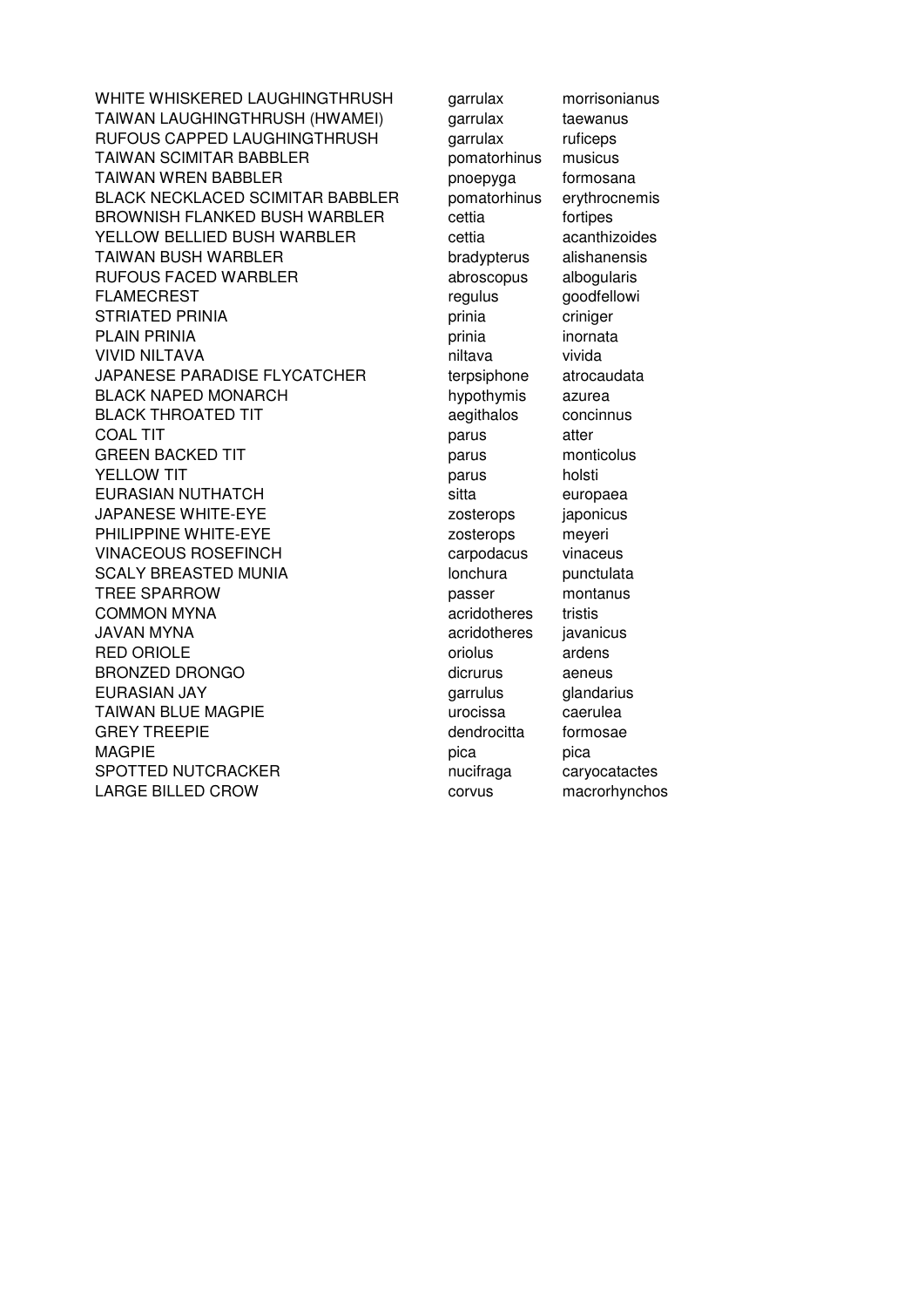| | | |
|---|---|---|
| WHITE WHISKERED LAUGHINGTHRUSH | garrulax | morrisonianus |
| TAIWAN LAUGHINGTHRUSH (HWAMEI) | garrulax | taewanus |
| RUFOUS CAPPED LAUGHINGTHRUSH | garrulax | ruficeps |
| TAIWAN SCIMITAR BABBLER | pomatorhinus | musicus |
| TAIWAN WREN BABBLER | pnoepyga | formosana |
| BLACK NECKLACED SCIMITAR BABBLER | pomatorhinus | erythrocnemis |
| BROWNISH FLANKED BUSH WARBLER | cettia | fortipes |
| YELLOW BELLIED BUSH WARBLER | cettia | acanthizoides |
| TAIWAN BUSH WARBLER | bradypterus | alishanensis |
| RUFOUS FACED WARBLER | abroscopus | albogularis |
| FLAMECREST | regulus | goodfellowi |
| STRIATED PRINIA | prinia | criniger |
| PLAIN PRINIA | prinia | inornata |
| VIVID NILTAVA | niltava | vivida |
| JAPANESE PARADISE FLYCATCHER | terpsiphone | atrocaudata |
| BLACK NAPED MONARCH | hypothymis | azurea |
| BLACK THROATED TIT | aegithalos | concinnus |
| COAL TIT | parus | atter |
| GREEN BACKED TIT | parus | monticolus |
| YELLOW TIT | parus | holsti |
| EURASIAN NUTHATCH | sitta | europaea |
| JAPANESE WHITE-EYE | zosterops | japonicus |
| PHILIPPINE WHITE-EYE | zosterops | meyeri |
| VINACEOUS ROSEFINCH | carpodacus | vinaceus |
| SCALY BREASTED MUNIA | lonchura | punctulata |
| TREE SPARROW | passer | montanus |
| COMMON MYNA | acridotheres | tristis |
| JAVAN MYNA | acridotheres | javanicus |
| RED ORIOLE | oriolus | ardens |
| BRONZED DRONGO | dicrurus | aeneus |
| EURASIAN JAY | garrulus | glandarius |
| TAIWAN BLUE MAGPIE | urocissa | caerulea |
| GREY TREEPIE | dendrocitta | formosae |
| MAGPIE | pica | pica |
| SPOTTED NUTCRACKER | nucifraga | caryocatactes |
| LARGE BILLED CROW | corvus | macrorhynchos |